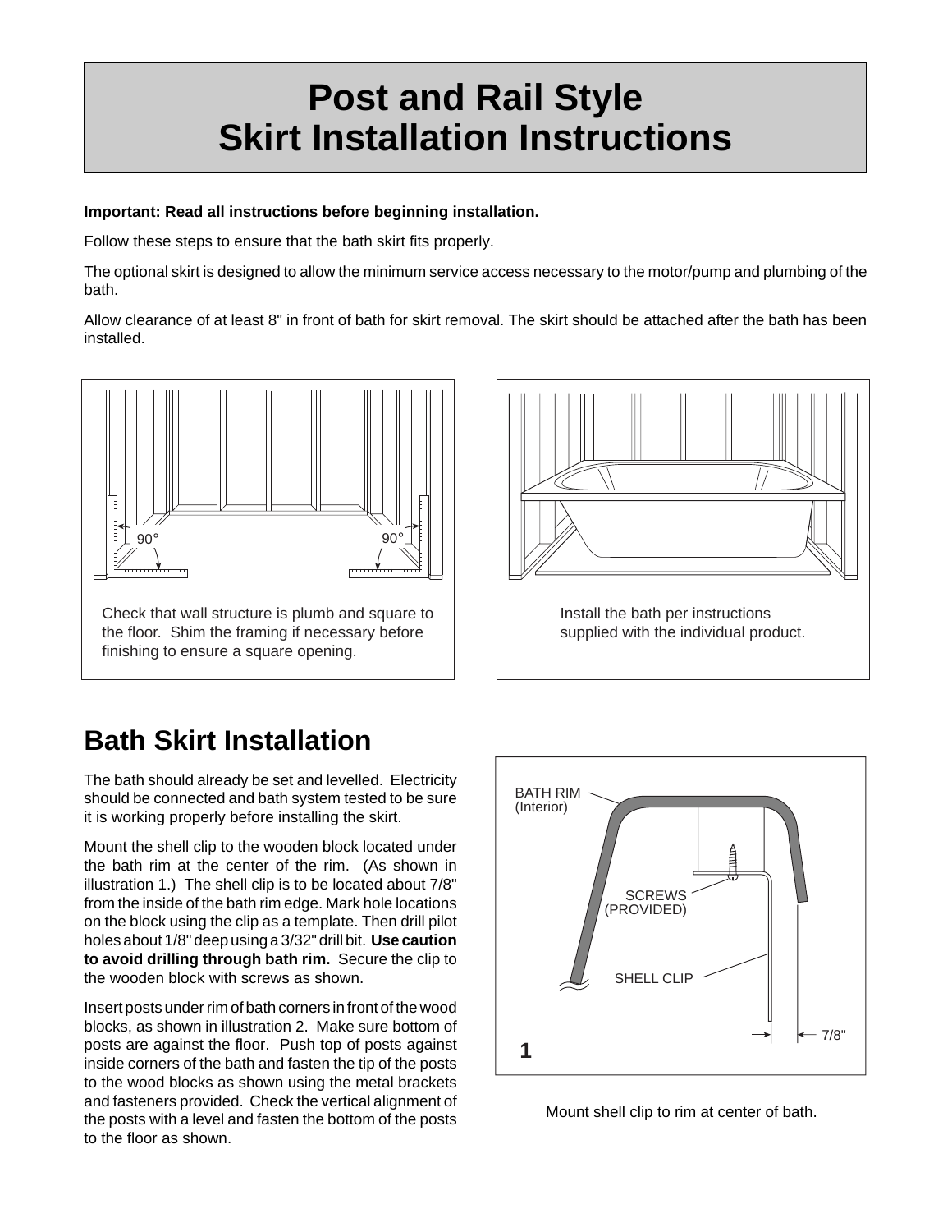# Post and Rail Style Skirt Installation Instructions

**Important: Read all instructions before beginning installation.**

Follow these steps to ensure that the bath skirt fits properly.

The optional skirt is designed to allow the minimum service access necessary to the motor/pump and plumbing of the bath.

Allow clearance of at least 8" in front of bath for skirt removal. The skirt should be attached after the bath has been installed.

90°

90°

Check that wall structure is plumb and square to the floor. Shim the framing if necessary before finishing to ensure a square opening.

Install the bath per instructions supplied with the individual product.

## Bath Skirt Installation

The bath should already be set and levelled. Electricity should be connected and bath system tested to be sure it is working properly before installing the skirt.

Mount the shell clip to the wooden block located under the bath rim at the center of the rim. (As shown in illustration 1.) The shell clip is to be located about 7/8" from the inside of the bath rim edge. Mark hole locations on the block using the clip as a template. Then drill pilot holes about 1/8" deep using a 3/32" drill bit. **Use caution to avoid drilling through bath rim.** Secure the clip to the wooden block with screws as shown.

Insert posts under rim of bath corners in front of the wood blocks, as shown in illustration 2. Make sure bottom of posts are against the floor. Push top of posts against inside corners of the bath and fasten the tip of the posts to the wood blocks as shown using the metal brackets and fasteners provided. Check the vertical alignment of the posts with a level and fasten the bottom of the posts to the floor as shown.

BATH RIM (Interior)

SCREWS (PROVIDED)

SHELL CLIP

7/8"

1

Mount shell clip to rim at center of bath.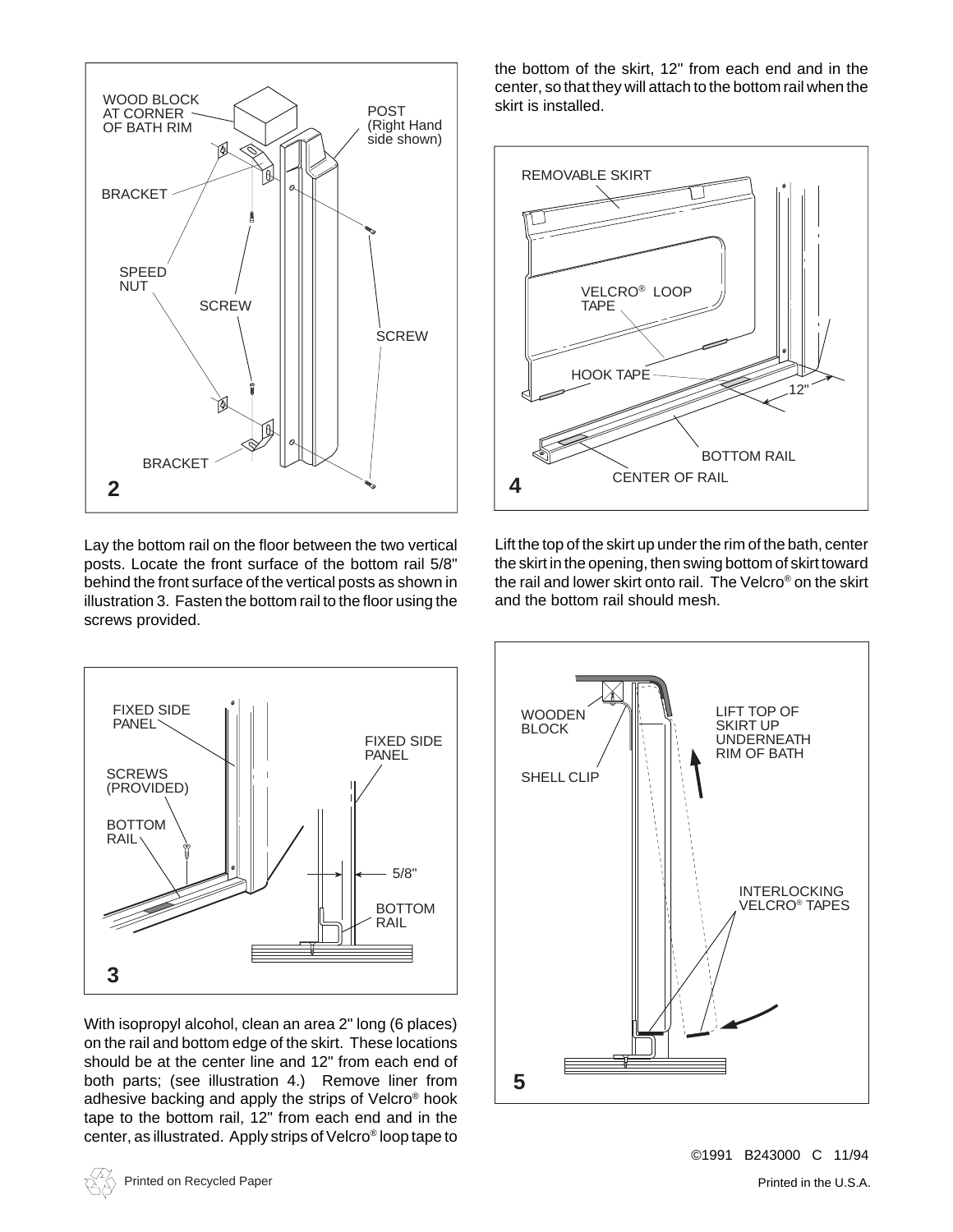WOOD BLOCK AT CORNER OF BATH RIM

POST (Right Hand side shown)

BRACKET

SPEED NUT

SCREW

SCREW

BRACKET

2

Lay the bottom rail on the floor between the two vertical posts. Locate the front surface of the bottom rail 5/8" behind the front surface of the vertical posts as shown in illustration 3. Fasten the bottom rail to the floor using the screws provided.

FIXED SIDE PANEL

FIXED SIDE PANEL

SCREWS (PROVIDED)

BOTTOM RAIL

5/8"

BOTTOM RAIL

3

With isopropyl alcohol, clean an area 2" long (6 places) on the rail and bottom edge of the skirt. These locations should be at the center line and 12" from each end of both parts; (see illustration 4.) Remove liner from adhesive backing and apply the strips of Velcro® hook tape to the bottom rail, 12" from each end and in the center, as illustrated. Apply strips of Velcro® loop tape to the bottom of the skirt, 12" from each end and in the center, so that they will attach to the bottom rail when the skirt is installed.

REMOVABLE SKIRT

VELCRO® LOOP TAPE

HOOK TAPE

12"

BOTTOM RAIL

CENTER OF RAIL

4

Lift the top of the skirt up under the rim of the bath, center the skirt in the opening, then swing bottom of skirt toward the rail and lower skirt onto rail. The Velcro® on the skirt and the bottom rail should mesh.

WOODEN BLOCK

SHELL CLIP

LIFT TOP OF SKIRT UP UNDERNEATH RIM OF BATH

INTERLOCKING VELCRO® TAPES

5

©1991 B243000 C 11/94

Printed on Recycled Paper

Printed in the U.S.A.